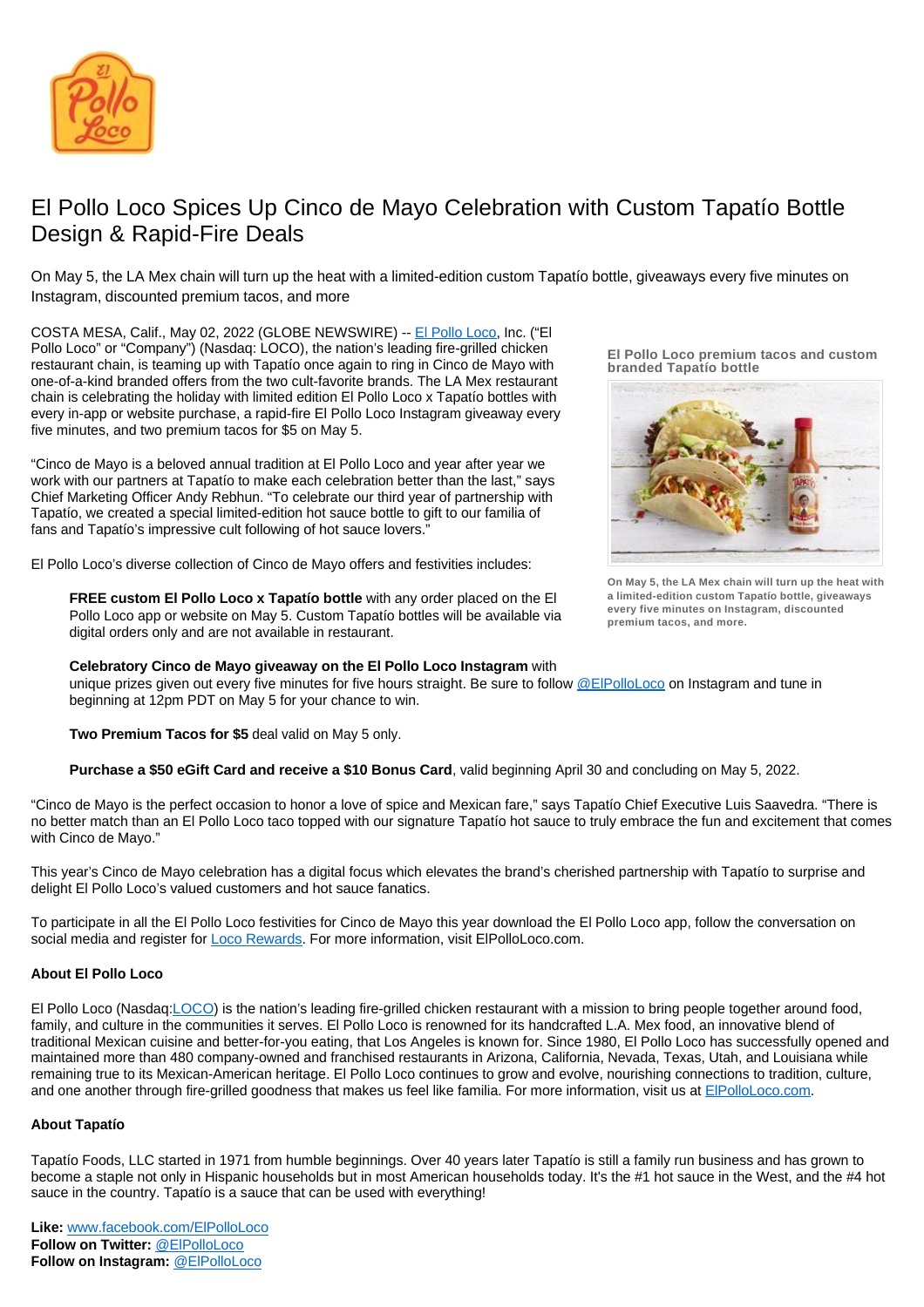# El Pollo Loco Spices Up Cinco de Mayo Celebration with Custom Tapatío Bottle Design & Rapid-Fire Deals

On May 5, the LA Mex chain will turn up the heat with a limited-edition custom Tapatío bottle, giveaways every five minutes on Instagram, discounted premium tacos, and more

COSTA MESA, Calif., May 02, 2022 (GLOBE NEWSWIRE) -- El Pollo Loco, Inc. ("El Pollo Loco" or "Company") (Nasdaq: LOCO), the nation's leading fire-grilled chicken restaurant chain, is teaming up with Tapatío once again to ring in Cinco de Mayo with one-of-a-kind branded offers from the two cult-favorite brands. The LA Mex restaurant chain is celebrating the holiday with limited edition El Pollo Loco x Tapatío bottles with every in-app or website purchase, a rapid-fire El Pollo Loco Instagram giveaway every five minutes, and two premium tacos for $5 on May 5.

**El Pollo Loco premium tacos and custom branded Tapatío bottle**

On May 5, the LA Mex chain will turn up the heat with a limited-edition custom Tapatío bottle, giveaways every five minutes on Instagram, discounted premium tacos, and more.

"Cinco de Mayo is a beloved annual tradition at El Pollo Loco and year after year we work with our partners at Tapatío to make each celebration better than the last," says Chief Marketing Officer Andy Rebhun. "To celebrate our third year of partnership with Tapatío, we created a special limited-edition hot sauce bottle to gift to our familia of fans and Tapatío's impressive cult following of hot sauce lovers."

El Pollo Loco's diverse collection of Cinco de Mayo offers and festivities includes:

> **FREE custom El Pollo Loco x Tapatío bottle** with any order placed on the El Pollo Loco app or website on May 5. Custom Tapatío bottles will be available via digital orders only and are not available in restaurant.
>
> **Celebratory Cinco de Mayo giveaway on the El Pollo Loco Instagram** with unique prizes given out every five minutes for five hours straight. Be sure to follow @ElPolloLoco on Instagram and tune in beginning at 12pm PDT on May 5 for your chance to win.
>
> **Two Premium Tacos for $5** deal valid on May 5 only.
>
> **Purchase a $50 eGift Card and receive a $10 Bonus Card**, valid beginning April 30 and concluding on May 5, 2022.

"Cinco de Mayo is the perfect occasion to honor a love of spice and Mexican fare," says Tapatío Chief Executive Luis Saavedra. "There is no better match than an El Pollo Loco taco topped with our signature Tapatío hot sauce to truly embrace the fun and excitement that comes with Cinco de Mayo."

This year's Cinco de Mayo celebration has a digital focus which elevates the brand's cherished partnership with Tapatío to surprise and delight El Pollo Loco's valued customers and hot sauce fanatics.

To participate in all the El Pollo Loco festivities for Cinco de Mayo this year download the El Pollo Loco app, follow the conversation on social media and register for Loco Rewards. For more information, visit ElPolloLoco.com.

**About El Pollo Loco**

El Pollo Loco (Nasdaq:LOCO) is the nation's leading fire-grilled chicken restaurant with a mission to bring people together around food, family, and culture in the communities it serves. El Pollo Loco is renowned for its handcrafted L.A. Mex food, an innovative blend of traditional Mexican cuisine and better-for-you eating, that Los Angeles is known for. Since 1980, El Pollo Loco has successfully opened and maintained more than 480 company-owned and franchised restaurants in Arizona, California, Nevada, Texas, Utah, and Louisiana while remaining true to its Mexican-American heritage. El Pollo Loco continues to grow and evolve, nourishing connections to tradition, culture, and one another through fire-grilled goodness that makes us feel like familia. For more information, visit us at ElPolloLoco.com.

**About Tapatío**

Tapatío Foods, LLC started in 1971 from humble beginnings. Over 40 years later Tapatío is still a family run business and has grown to become a staple not only in Hispanic households but in most American households today. It's the #1 hot sauce in the West, and the #4 hot sauce in the country. Tapatío is a sauce that can be used with everything!

**Like:** www.facebook.com/ElPolloLoco
**Follow on Twitter:** @ElPolloLoco
**Follow on Instagram:** @ElPolloLoco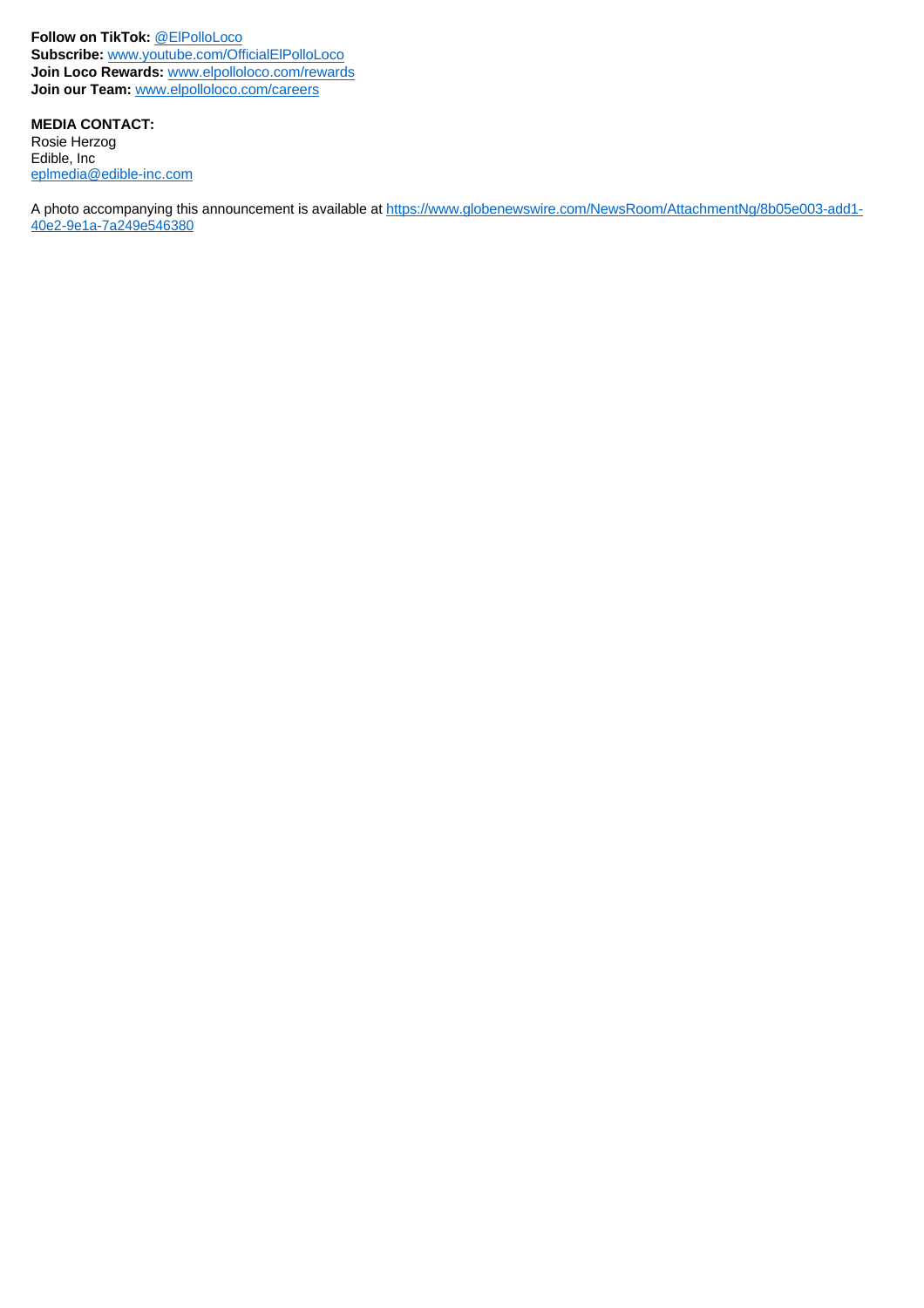**Follow on TikTok:** @ElPolloLoco
**Subscribe:** www.youtube.com/OfficialElPolloLoco
**Join Loco Rewards:** www.elpolloloco.com/rewards
**Join our Team:** www.elpolloloco.com/careers

**MEDIA CONTACT:**
Rosie Herzog
Edible, Inc
eplmedia@edible-inc.com

A photo accompanying this announcement is available at https://www.globenewswire.com/NewsRoom/AttachmentNg/8b05e003-add1-40e2-9e1a-7a249e546380